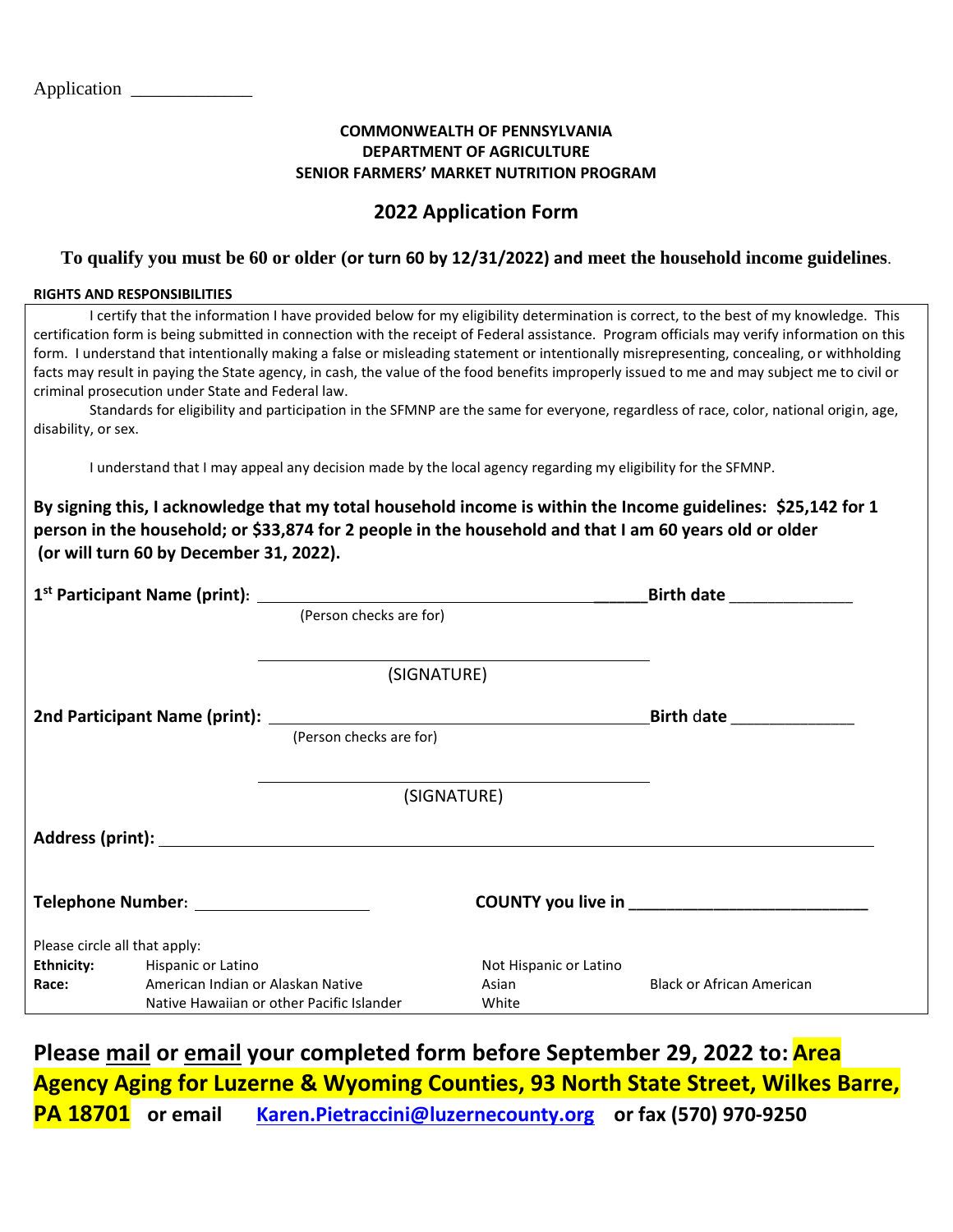Application _____________

**COMMONWEALTH OF PENNSYLVANIA**
**DEPARTMENT OF AGRICULTURE**
**SENIOR FARMERS' MARKET NUTRITION PROGRAM**

## 2022 Application Form

**To qualify you must be 60 or older (or turn 60 by 12/31/2022) and meet the household income guidelines**.

**RIGHTS AND RESPONSIBILITIES**

I certify that the information I have provided below for my eligibility determination is correct, to the best of my knowledge. This certification form is being submitted in connection with the receipt of Federal assistance. Program officials may verify information on this form. I understand that intentionally making a false or misleading statement or intentionally misrepresenting, concealing, or withholding facts may result in paying the State agency, in cash, the value of the food benefits improperly issued to me and may subject me to civil or criminal prosecution under State and Federal law.

Standards for eligibility and participation in the SFMNP are the same for everyone, regardless of race, color, national origin, age, disability, or sex.

I understand that I may appeal any decision made by the local agency regarding my eligibility for the SFMNP.

**By signing this, I acknowledge that my total household income is within the Income guidelines: $25,142 for 1 person in the household; or $33,874 for 2 people in the household and that I am 60 years old or older (or will turn 60 by December 31, 2022).**

**1st Participant Name (print):** ______________________________________ **Birth date** _____________
(Person checks are for)

______________________________________
(SIGNATURE)

**2nd Participant Name (print):** ______________________________________ **Birth date** _____________
(Person checks are for)

______________________________________
(SIGNATURE)

**Address (print):** ____________________________________________________________

**Telephone Number:** ____________________ **COUNTY you live in** __________________________

Please circle all that apply:

| | | | |
|---|---|---|---|
| **Ethnicity:** | Hispanic or Latino | Not Hispanic or Latino | |
| **Race:** | American Indian or Alaskan Native | Asian | Black or African American |
| | Native Hawaiian or other Pacific Islander | White | |

**Please mail or email your completed form before September 29, 2022 to: Area Agency Aging for Luzerne & Wyoming Counties, 93 North State Street, Wilkes Barre, PA 18701 or email Karen.Pietraccini@luzernecounty.org or fax (570) 970-9250**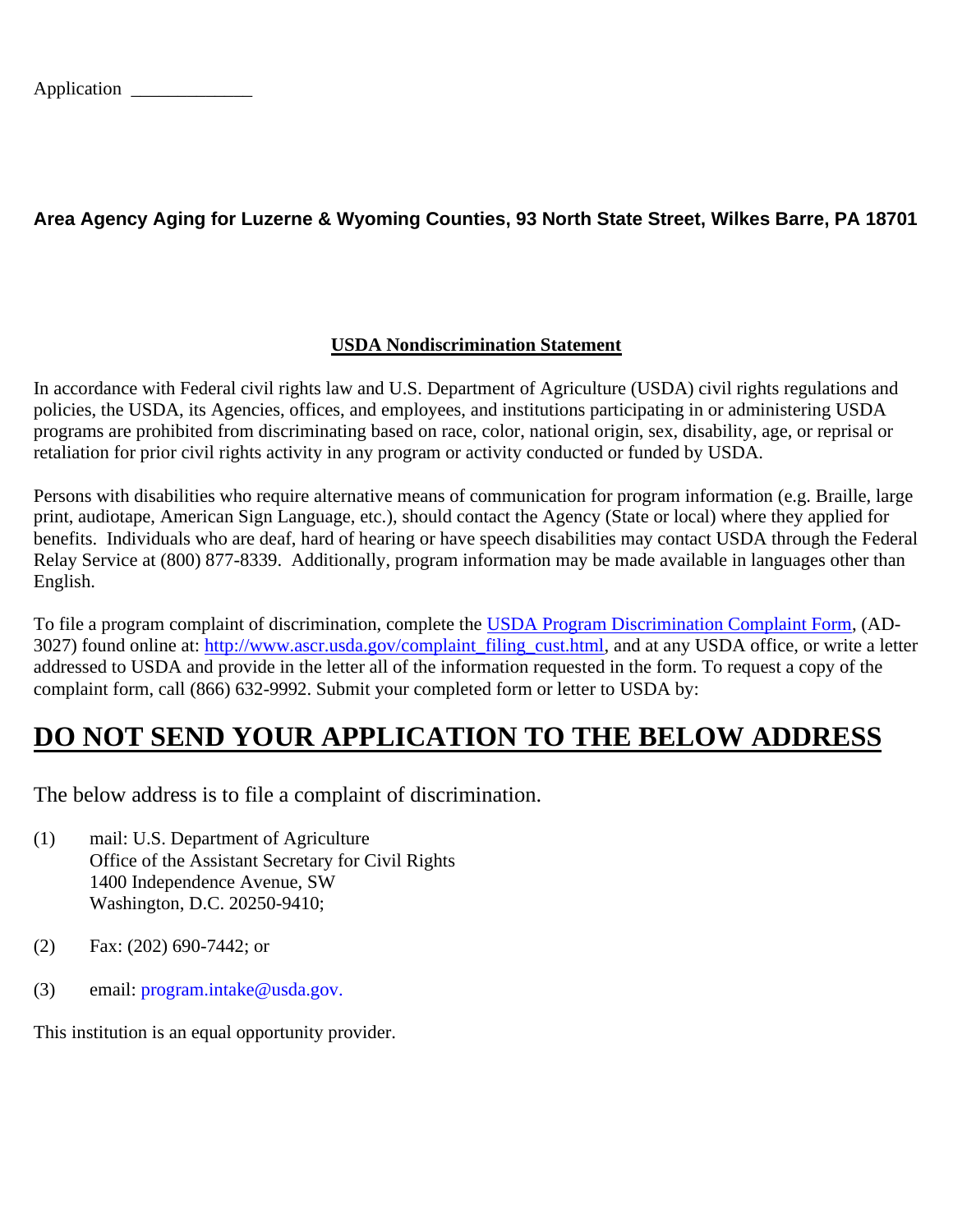Application _____________

**Area Agency Aging for Luzerne & Wyoming Counties, 93 North State Street, Wilkes Barre, PA 18701**

**USDA Nondiscrimination Statement**

In accordance with Federal civil rights law and U.S. Department of Agriculture (USDA) civil rights regulations and policies, the USDA, its Agencies, offices, and employees, and institutions participating in or administering USDA programs are prohibited from discriminating based on race, color, national origin, sex, disability, age, or reprisal or retaliation for prior civil rights activity in any program or activity conducted or funded by USDA.

Persons with disabilities who require alternative means of communication for program information (e.g. Braille, large print, audiotape, American Sign Language, etc.), should contact the Agency (State or local) where they applied for benefits. Individuals who are deaf, hard of hearing or have speech disabilities may contact USDA through the Federal Relay Service at (800) 877-8339. Additionally, program information may be made available in languages other than English.

To file a program complaint of discrimination, complete the USDA Program Discrimination Complaint Form, (AD-3027) found online at: http://www.ascr.usda.gov/complaint_filing_cust.html, and at any USDA office, or write a letter addressed to USDA and provide in the letter all of the information requested in the form. To request a copy of the complaint form, call (866) 632-9992. Submit your completed form or letter to USDA by:

## DO NOT SEND YOUR APPLICATION TO THE BELOW ADDRESS

The below address is to file a complaint of discrimination.

(1) mail: U.S. Department of Agriculture
Office of the Assistant Secretary for Civil Rights
1400 Independence Avenue, SW
Washington, D.C. 20250-9410;

(2) Fax: (202) 690-7442; or

(3) email: program.intake@usda.gov.

This institution is an equal opportunity provider.